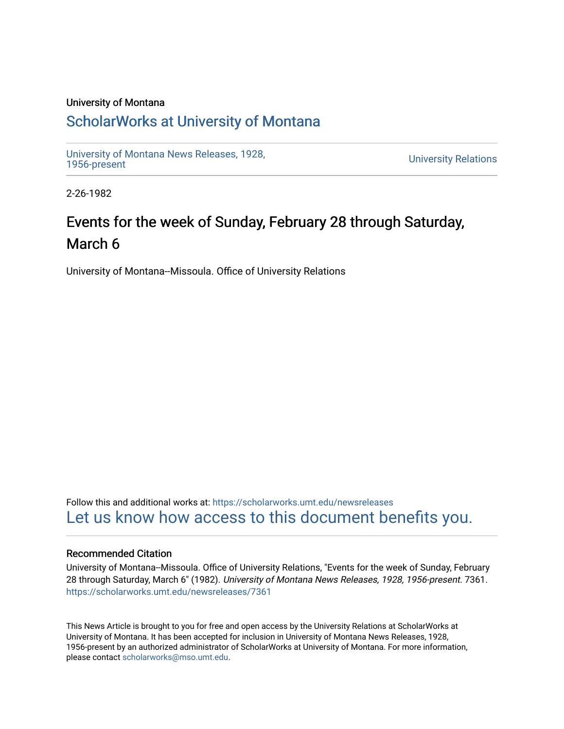University of Montana

## ScholarWorks at University of Montana

University of Montana News Releases, 1928, 1956-present

University Relations

2-26-1982

# Events for the week of Sunday, February 28 through Saturday, March 6

University of Montana--Missoula. Office of University Relations

Follow this and additional works at: https://scholarworks.umt.edu/newsreleases

Let us know how access to this document benefits you.

### Recommended Citation

University of Montana--Missoula. Office of University Relations, "Events for the week of Sunday, February 28 through Saturday, March 6" (1982). *University of Montana News Releases, 1928, 1956-present*. 7361.
https://scholarworks.umt.edu/newsreleases/7361

This News Article is brought to you for free and open access by the University Relations at ScholarWorks at University of Montana. It has been accepted for inclusion in University of Montana News Releases, 1928, 1956-present by an authorized administrator of ScholarWorks at University of Montana. For more information, please contact scholarworks@mso.umt.edu.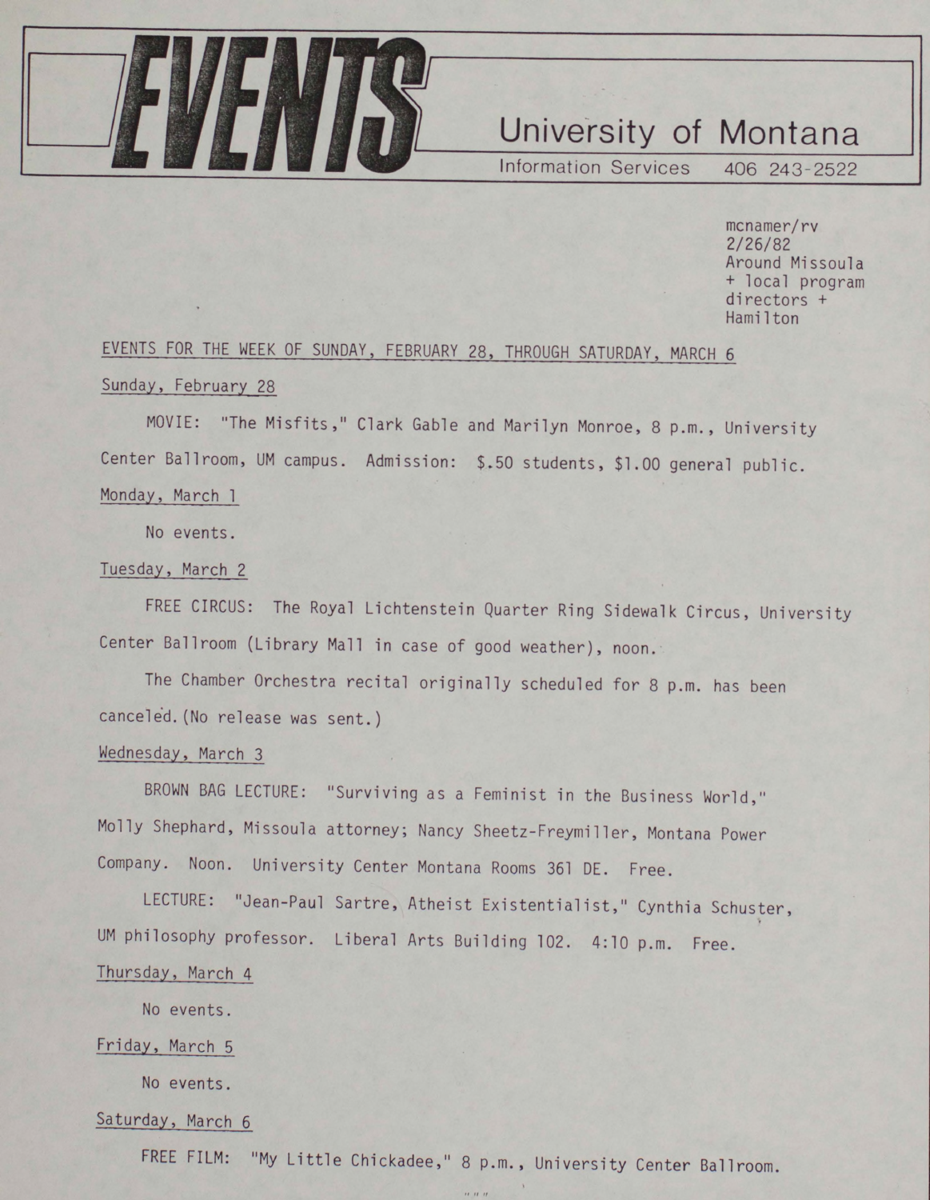# EVENTS

University of Montana
Information Services 406 243-2522

mcnamer/rv
2/26/82
Around Missoula
+ local program
directors +
Hamilton

EVENTS FOR THE WEEK OF SUNDAY, FEBRUARY 28, THROUGH SATURDAY, MARCH 6

Sunday, February 28

MOVIE: "The Misfits," Clark Gable and Marilyn Monroe, 8 p.m., University Center Ballroom, UM campus. Admission: $.50 students, $1.00 general public.

Monday, March 1

No events.

Tuesday, March 2

FREE CIRCUS: The Royal Lichtenstein Quarter Ring Sidewalk Circus, University Center Ballroom (Library Mall in case of good weather), noon.

The Chamber Orchestra recital originally scheduled for 8 p.m. has been canceled. (No release was sent.)

Wednesday, March 3

BROWN BAG LECTURE: "Surviving as a Feminist in the Business World," Molly Shephard, Missoula attorney; Nancy Sheetz-Freymiller, Montana Power Company. Noon. University Center Montana Rooms 361 DE. Free.

LECTURE: "Jean-Paul Sartre, Atheist Existentialist," Cynthia Schuster, UM philosophy professor. Liberal Arts Building 102. 4:10 p.m. Free.

Thursday, March 4

No events.

Friday, March 5

No events.

Saturday, March 6

FREE FILM: "My Little Chickadee," 8 p.m., University Center Ballroom.

" " "